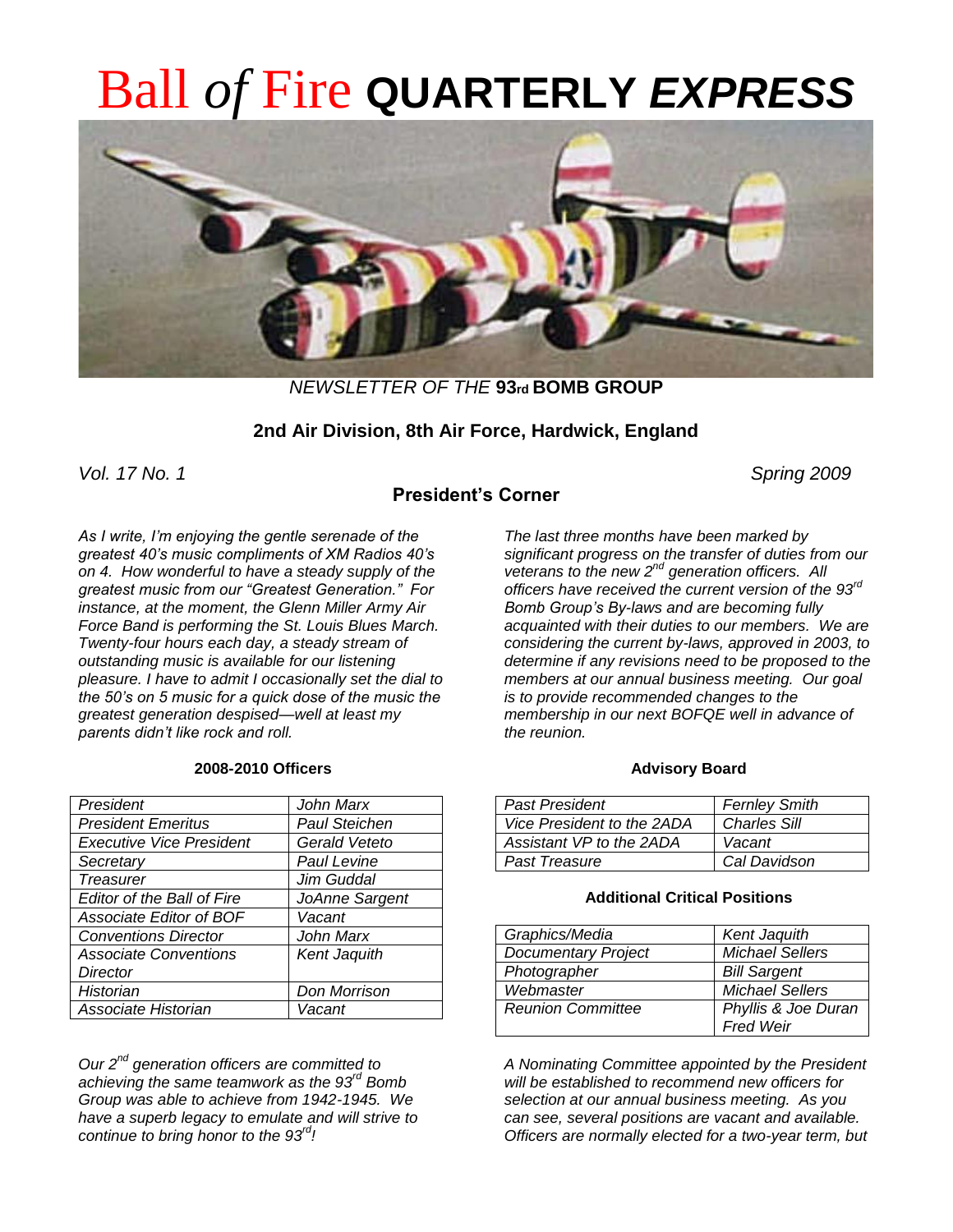# Ball *of* Fire **QUARTERLY *EXPRESS***

*NEWSLETTER OF THE* **93rd BOMB GROUP**

**2nd Air Division, 8th Air Force, Hardwick, England**

*Vol. 17 No. 1* *Spring 2009*

## President's Corner

*As I write, I'm enjoying the gentle serenade of the greatest 40's music compliments of XM Radios 40's on 4. How wonderful to have a steady supply of the greatest music from our "Greatest Generation." For instance, at the moment, the Glenn Miller Army Air Force Band is performing the St. Louis Blues March. Twenty-four hours each day, a steady stream of outstanding music is available for our listening pleasure. I have to admit I occasionally set the dial to the 50's on 5 music for a quick dose of the music the greatest generation despised—well at least my parents didn't like rock and roll.*

**2008-2010 Officers**

| | |
|---|---|
| President | John Marx |
| President Emeritus | Paul Steichen |
| Executive Vice President | Gerald Veteto |
| Secretary | Paul Levine |
| Treasurer | Jim Guddal |
| Editor of the Ball of Fire | JoAnne Sargent |
| Associate Editor of BOF | Vacant |
| Conventions Director | John Marx |
| Associate Conventions Director | Kent Jaquith |
| Historian | Don Morrison |
| Associate Historian | Vacant |

*Our 2nd generation officers are committed to achieving the same teamwork as the 93rd Bomb Group was able to achieve from 1942-1945. We have a superb legacy to emulate and will strive to continue to bring honor to the 93rd!*

*The last three months have been marked by significant progress on the transfer of duties from our veterans to the new 2nd generation officers. All officers have received the current version of the 93rd Bomb Group's By-laws and are becoming fully acquainted with their duties to our members. We are considering the current by-laws, approved in 2003, to determine if any revisions need to be proposed to the members at our annual business meeting. Our goal is to provide recommended changes to the membership in our next BOFQE well in advance of the reunion.*

**Advisory Board**

| | |
|---|---|
| Past President | Fernley Smith |
| Vice President to the 2ADA | Charles Sill |
| Assistant VP to the 2ADA | Vacant |
| Past Treasure | Cal Davidson |

**Additional Critical Positions**

| | |
|---|---|
| Graphics/Media | Kent Jaquith |
| Documentary Project | Michael Sellers |
| Photographer | Bill Sargent |
| Webmaster | Michael Sellers |
| Reunion Committee | Phyllis & Joe Duran<br>Fred Weir |

*A Nominating Committee appointed by the President will be established to recommend new officers for selection at our annual business meeting. As you can see, several positions are vacant and available. Officers are normally elected for a two-year term, but*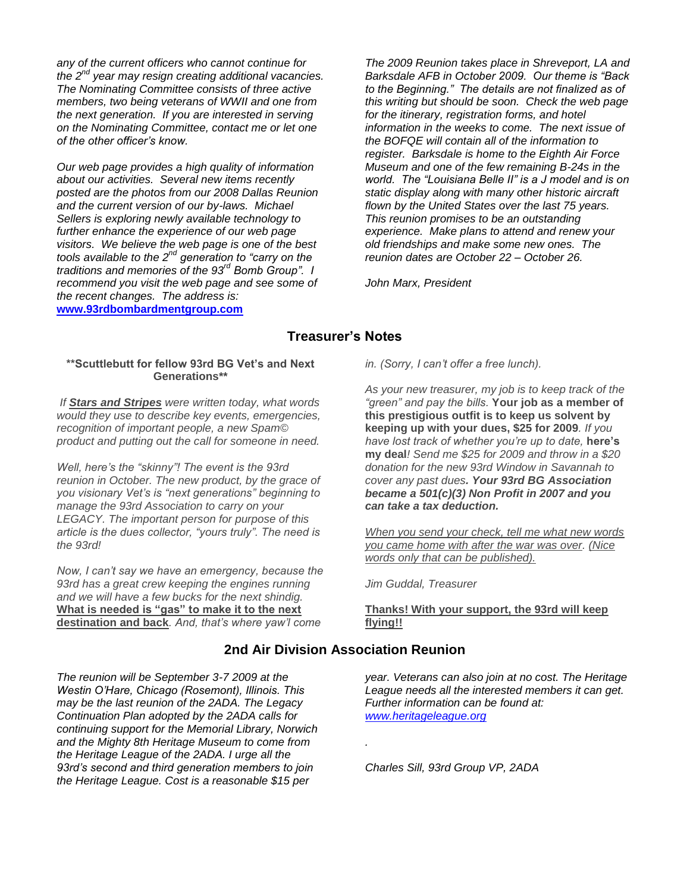*any of the current officers who cannot continue for the 2nd year may resign creating additional vacancies. The Nominating Committee consists of three active members, two being veterans of WWII and one from the next generation. If you are interested in serving on the Nominating Committee, contact me or let one of the other officer's know.*

*Our web page provides a high quality of information about our activities. Several new items recently posted are the photos from our 2008 Dallas Reunion and the current version of our by-laws. Michael Sellers is exploring newly available technology to further enhance the experience of our web page visitors. We believe the web page is one of the best tools available to the 2nd generation to "carry on the traditions and memories of the 93rd Bomb Group". I recommend you visit the web page and see some of the recent changes. The address is:* **[www.93rdbombardmentgroup.com](http://www.93rdbombardmentgroup.com)**

*The 2009 Reunion takes place in Shreveport, LA and Barksdale AFB in October 2009. Our theme is "Back to the Beginning." The details are not finalized as of this writing but should be soon. Check the web page for the itinerary, registration forms, and hotel information in the weeks to come. The next issue of the BOFQE will contain all of the information to register. Barksdale is home to the Eighth Air Force Museum and one of the few remaining B-24s in the world. The "Louisiana Belle II" is a J model and is on static display along with many other historic aircraft flown by the United States over the last 75 years. This reunion promises to be an outstanding experience. Make plans to attend and renew your old friendships and make some new ones. The reunion dates are October 22 – October 26.*

*John Marx, President*

## Treasurer's Notes

**\*\*Scuttlebutt for fellow 93rd BG Vet's and Next Generations\*\***

*If **Stars and Stripes** were written today, what words would they use to describe key events, emergencies, recognition of important people, a new Spam© product and putting out the call for someone in need.*

*Well, here's the "skinny"! The event is the 93rd reunion in October. The new product, by the grace of you visionary Vet's is "next generations" beginning to manage the 93rd Association to carry on your LEGACY. The important person for purpose of this article is the dues collector, "yours truly". The need is the 93rd!*

*Now, I can't say we have an emergency, because the 93rd has a great crew keeping the engines running and we will have a few bucks for the next shindig.* **What is needed is "gas" to make it to the next destination and back***. And, that's where yaw'l come in. (Sorry, I can't offer a free lunch).*

*As your new treasurer, my job is to keep track of the "green" and pay the bills.* **Your job as a member of this prestigious outfit is to keep us solvent by keeping up with your dues, $25 for 2009***. If you have lost track of whether you're up to date,* **here's my deal***! Send me $25 for 2009 and throw in a $20 donation for the new 93rd Window in Savannah to cover any past dues.* ***Your 93rd BG Association became a 501(c)(3) Non Profit in 2007 and you can take a tax deduction.***

*When you send your check, tell me what new words you came home with after the war was over. (Nice words only that can be published).*

*Jim Guddal, Treasurer*

**Thanks! With your support, the 93rd will keep flying!!**

## 2nd Air Division Association Reunion

*The reunion will be September 3-7 2009 at the Westin O'Hare, Chicago (Rosemont), Illinois. This may be the last reunion of the 2ADA. The Legacy Continuation Plan adopted by the 2ADA calls for continuing support for the Memorial Library, Norwich and the Mighty 8th Heritage Museum to come from the Heritage League of the 2ADA. I urge all the 93rd's second and third generation members to join the Heritage League. Cost is a reasonable $15 per year. Veterans can also join at no cost. The Heritage League needs all the interested members it can get. Further information can be found at: [www.heritageleague.org](http://www.heritageleague.org)*

*Charles Sill, 93rd Group VP, 2ADA*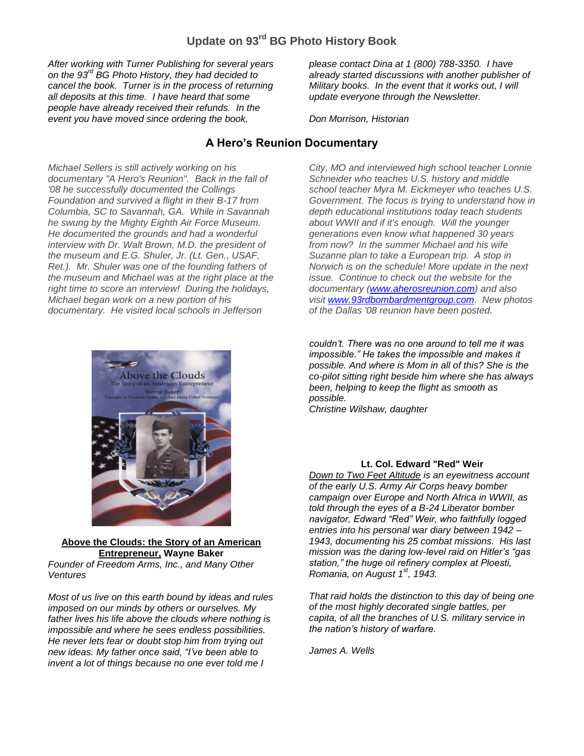## Update on 93rd BG Photo History Book

*After working with Turner Publishing for several years on the 93rd BG Photo History, they had decided to cancel the book. Turner is in the process of returning all deposits at this time. I have heard that some people have already received their refunds. In the event you have moved since ordering the book, please contact Dina at 1 (800) 788-3350. I have already started discussions with another publisher of Military books. In the event that it works out, I will update everyone through the Newsletter.*

*Don Morrison, Historian*

## A Hero's Reunion Documentary

*Michael Sellers is still actively working on his documentary "A Hero's Reunion". Back in the fall of '08 he successfully documented the Collings Foundation and survived a flight in their B-17 from Columbia, SC to Savannah, GA. While in Savannah he swung by the Mighty Eighth Air Force Museum. He documented the grounds and had a wonderful interview with Dr. Walt Brown, M.D. the president of the museum and E.G. Shuler, Jr. (Lt. Gen., USAF, Ret.). Mr. Shuler was one of the founding fathers of the museum and Michael was at the right place at the right time to score an interview! During the holidays, Michael began work on a new portion of his documentary. He visited local schools in Jefferson City, MO and interviewed high school teacher Lonnie Schneider who teaches U.S. history and middle school teacher Myra M. Eickmeyer who teaches U.S. Government. The focus is trying to understand how in depth educational institutions today teach students about WWII and if it's enough. Will the younger generations even know what happened 30 years from now? In the summer Michael and his wife Suzanne plan to take a European trip. A stop in Norwich is on the schedule! More update in the next issue. Continue to check out the website for the documentary ([www.aherosreunion.com](http://www.aherosreunion.com)) and also visit [www.93rdbombardmentgroup.com](http://www.93rdbombardmentgroup.com). New photos of the Dallas '08 reunion have been posted.*

**Above the Clouds: the Story of an American Entrepreneur, Wayne Baker**
*Founder of Freedom Arms, Inc., and Many Other Ventures*

*Most of us live on this earth bound by ideas and rules imposed on our minds by others or ourselves. My father lives his life above the clouds where nothing is impossible and where he sees endless possibilities. He never lets fear or doubt stop him from trying out new ideas. My father once said, "I've been able to invent a lot of things because no one ever told me I couldn't. There was no one around to tell me it was impossible." He takes the impossible and makes it possible. And where is Mom in all of this? She is the co-pilot sitting right beside him where she has always been, helping to keep the flight as smooth as possible.*
*Christine Wilshaw, daughter*

**Lt. Col. Edward "Red" Weir**

*Down to Two Feet Altitude is an eyewitness account of the early U.S. Army Air Corps heavy bomber campaign over Europe and North Africa in WWII, as told through the eyes of a B-24 Liberator bomber navigator, Edward "Red" Weir, who faithfully logged entries into his personal war diary between 1942 – 1943, documenting his 25 combat missions. His last mission was the daring low-level raid on Hitler's "gas station," the huge oil refinery complex at Ploesti, Romania, on August 1st, 1943.*

*That raid holds the distinction to this day of being one of the most highly decorated single battles, per capita, of all the branches of U.S. military service in the nation's history of warfare.*

*James A. Wells*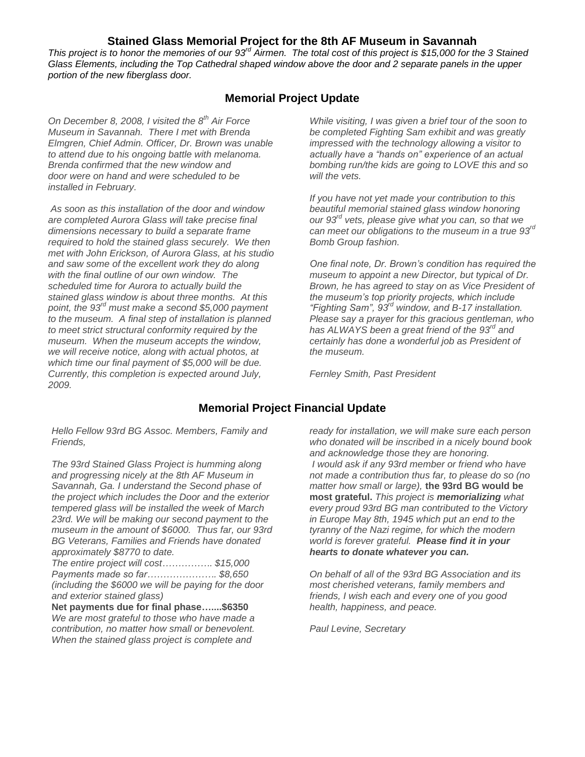## Stained Glass Memorial Project for the 8th AF Museum in Savannah

*This project is to honor the memories of our 93rd Airmen. The total cost of this project is $15,000 for the 3 Stained Glass Elements, including the Top Cathedral shaped window above the door and 2 separate panels in the upper portion of the new fiberglass door.*

## Memorial Project Update

*On December 8, 2008, I visited the 8th Air Force Museum in Savannah. There I met with Brenda Elmgren, Chief Admin. Officer, Dr. Brown was unable to attend due to his ongoing battle with melanoma. Brenda confirmed that the new window and door were on hand and were scheduled to be installed in February.*

*As soon as this installation of the door and window are completed Aurora Glass will take precise final dimensions necessary to build a separate frame required to hold the stained glass securely. We then met with John Erickson, of Aurora Glass, at his studio and saw some of the excellent work they do along with the final outline of our own window. The scheduled time for Aurora to actually build the stained glass window is about three months. At this point, the 93rd must make a second $5,000 payment to the museum. A final step of installation is planned to meet strict structural conformity required by the museum. When the museum accepts the window, we will receive notice, along with actual photos, at which time our final payment of $5,000 will be due. Currently, this completion is expected around July, 2009.*

*While visiting, I was given a brief tour of the soon to be completed Fighting Sam exhibit and was greatly impressed with the technology allowing a visitor to actually have a "hands on" experience of an actual bombing run/the kids are going to LOVE this and so will the vets.*

*If you have not yet made your contribution to this beautiful memorial stained glass window honoring our 93rd vets, please give what you can, so that we can meet our obligations to the museum in a true 93rd Bomb Group fashion.*

*One final note, Dr. Brown's condition has required the museum to appoint a new Director, but typical of Dr. Brown, he has agreed to stay on as Vice President of the museum's top priority projects, which include "Fighting Sam", 93rd window, and B-17 installation. Please say a prayer for this gracious gentleman, who has ALWAYS been a great friend of the 93rd and certainly has done a wonderful job as President of the museum.*

*Fernley Smith, Past President*

## Memorial Project Financial Update

*Hello Fellow 93rd BG Assoc. Members, Family and Friends,*

*The 93rd Stained Glass Project is humming along and progressing nicely at the 8th AF Museum in Savannah, Ga. I understand the Second phase of the project which includes the Door and the exterior tempered glass will be installed the week of March 23rd. We will be making our second payment to the museum in the amount of $6000. Thus far, our 93rd BG Veterans, Families and Friends have donated approximately $8770 to date.*

*The entire project will cost……………. $15,000*
*Payments made so far………………….. $8,650*
*(including the $6000 we will be paying for the door and exterior stained glass)*
**Net payments due for final phase…....$6350**
*We are most grateful to those who have made a contribution, no matter how small or benevolent. When the stained glass project is complete and ready for installation, we will make sure each person who donated will be inscribed in a nicely bound book and acknowledge those they are honoring.*

*I would ask if any 93rd member or friend who have not made a contribution thus far, to please do so (no matter how small or large),* **the 93rd BG would be most grateful.** *This project is **memorializing** what every proud 93rd BG man contributed to the Victory in Europe May 8th, 1945 which put an end to the tyranny of the Nazi regime, for which the modern world is forever grateful. **Please find it in your hearts to donate whatever you can.***

*On behalf of all of the 93rd BG Association and its most cherished veterans, family members and friends, I wish each and every one of you good health, happiness, and peace.*

*Paul Levine, Secretary*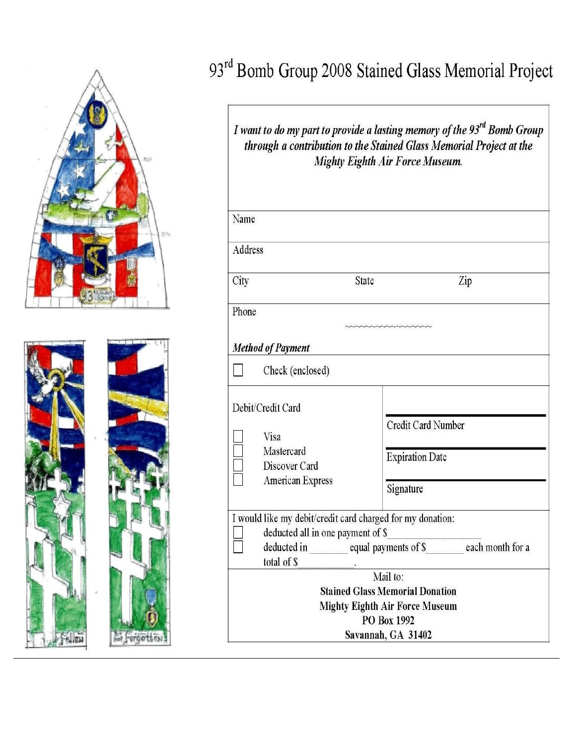# 93rd Bomb Group 2008 Stained Glass Memorial Project

*I want to do my part to provide a lasting memory of the 93rd Bomb Group through a contribution to the Stained Glass Memorial Project at the Mighty Eighth Air Force Museum.*

Name

Address

City State Zip

Phone

~~~~~~~~~~~~~~~~~~~~

***Method of Payment***

☐ Check (enclosed)

| Debit/Credit Card | |
|---|---|
| ☐ Visa | Credit Card Number |
| ☐ Mastercard | Expiration Date |
| ☐ Discover Card | Signature |
| ☐ American Express | |

I would like my debit/credit card charged for my donation:

☐ deducted all in one payment of $__________________

☐ deducted in _______ equal payments of $_______ each month for a total of $__________.

Mail to:

**Stained Glass Memorial Donation**
**Mighty Eighth Air Force Museum**
**PO Box 1992**
**Savannah, GA 31402**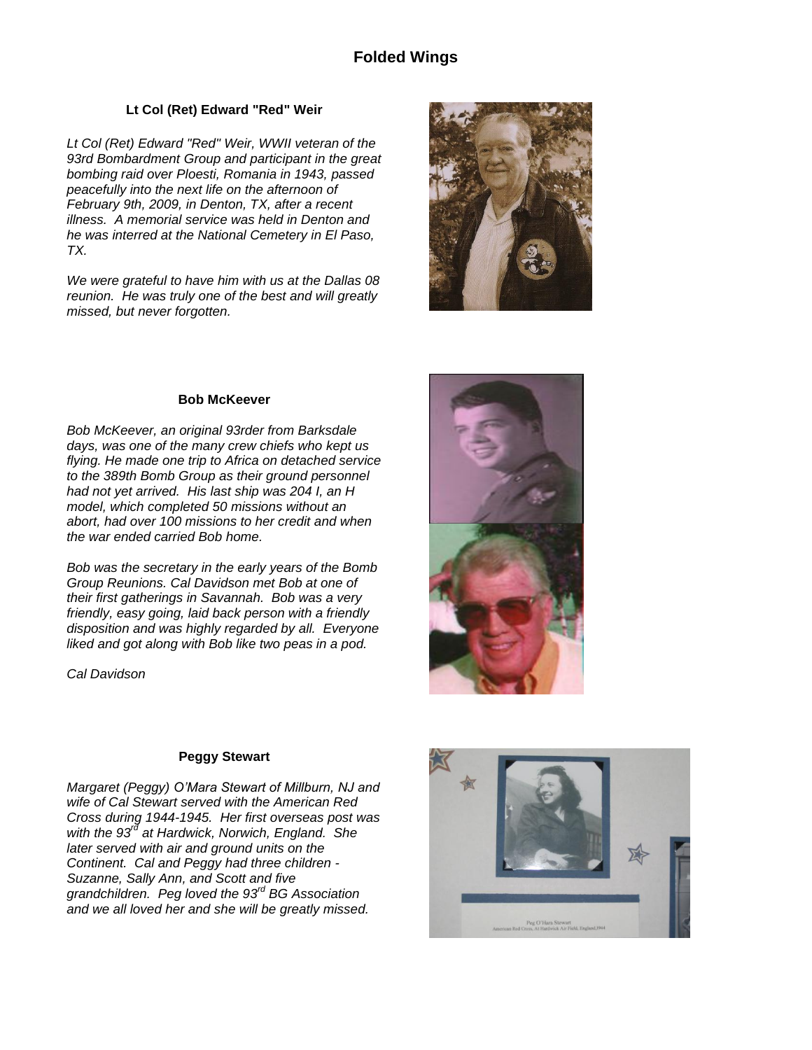# Folded Wings

### Lt Col (Ret) Edward "Red" Weir

*Lt Col (Ret) Edward "Red" Weir, WWII veteran of the 93rd Bombardment Group and participant in the great bombing raid over Ploesti, Romania in 1943, passed peacefully into the next life on the afternoon of February 9th, 2009, in Denton, TX, after a recent illness. A memorial service was held in Denton and he was interred at the National Cemetery in El Paso, TX.*

*We were grateful to have him with us at the Dallas 08 reunion. He was truly one of the best and will greatly missed, but never forgotten.*

### Bob McKeever

*Bob McKeever, an original 93rder from Barksdale days, was one of the many crew chiefs who kept us flying. He made one trip to Africa on detached service to the 389th Bomb Group as their ground personnel had not yet arrived. His last ship was 204 I, an H model, which completed 50 missions without an abort, had over 100 missions to her credit and when the war ended carried Bob home.*

*Bob was the secretary in the early years of the Bomb Group Reunions. Cal Davidson met Bob at one of their first gatherings in Savannah. Bob was a very friendly, easy going, laid back person with a friendly disposition and was highly regarded by all. Everyone liked and got along with Bob like two peas in a pod.*

*Cal Davidson*

### Peggy Stewart

*Margaret (Peggy) O'Mara Stewart of Millburn, NJ and wife of Cal Stewart served with the American Red Cross during 1944-1945. Her first overseas post was with the 93rd at Hardwick, Norwich, England. She later served with air and ground units on the Continent. Cal and Peggy had three children - Suzanne, Sally Ann, and Scott and five grandchildren. Peg loved the 93rd BG Association and we all loved her and she will be greatly missed.*

Peg O'Hara Stewart
American Red Cross, At Hardwick Air Field, England, 1944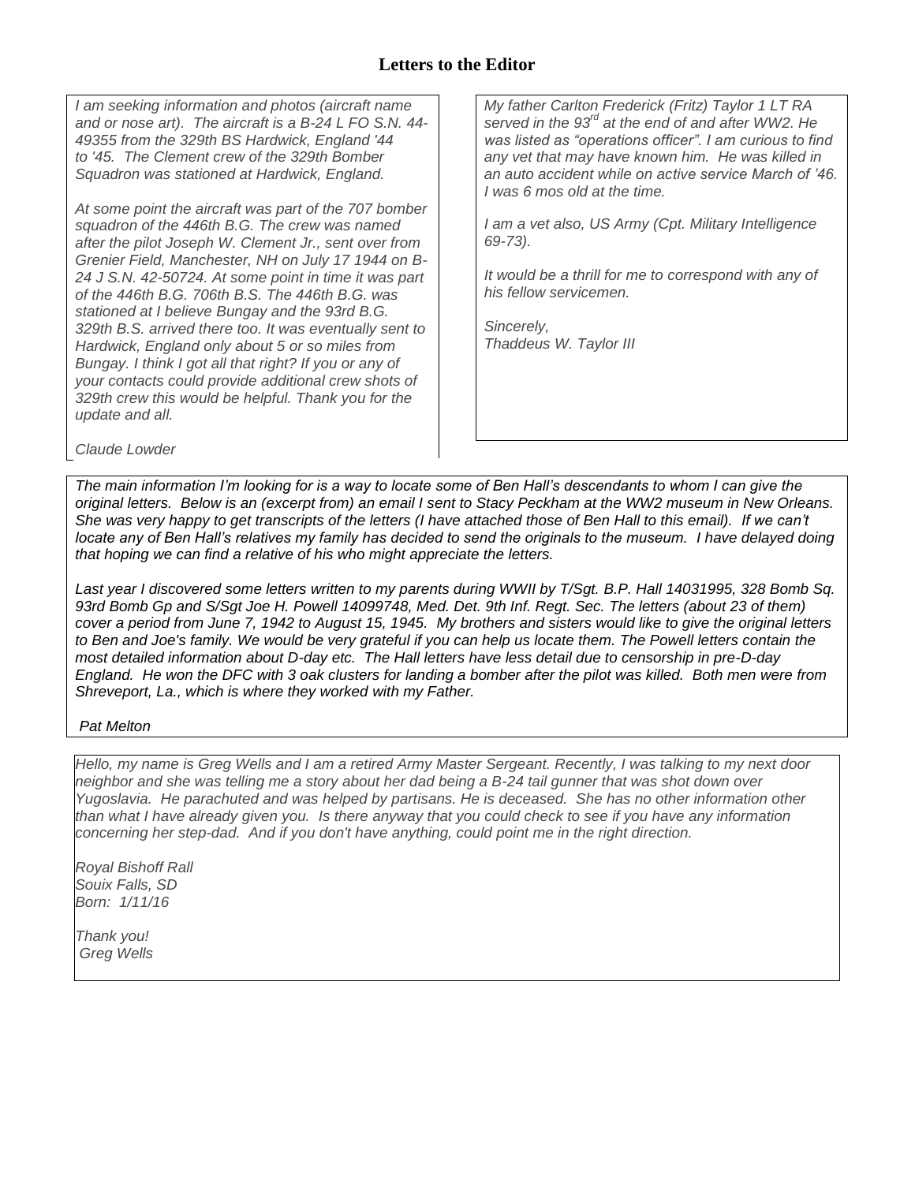## Letters to the Editor

*I am seeking information and photos (aircraft name and or nose art). The aircraft is a B-24 L FO S.N. 44-49355 from the 329th BS Hardwick, England '44 to '45. The Clement crew of the 329th Bomber Squadron was stationed at Hardwick, England.*

*At some point the aircraft was part of the 707 bomber squadron of the 446th B.G. The crew was named after the pilot Joseph W. Clement Jr., sent over from Grenier Field, Manchester, NH on July 17 1944 on B-24 J S.N. 42-50724. At some point in time it was part of the 446th B.G. 706th B.S. The 446th B.G. was stationed at I believe Bungay and the 93rd B.G. 329th B.S. arrived there too. It was eventually sent to Hardwick, England only about 5 or so miles from Bungay. I think I got all that right? If you or any of your contacts could provide additional crew shots of 329th crew this would be helpful. Thank you for the update and all.*

*Claude Lowder*

*My father Carlton Frederick (Fritz) Taylor 1 LT RA served in the 93rd at the end of and after WW2. He was listed as "operations officer". I am curious to find any vet that may have known him. He was killed in an auto accident while on active service March of '46. I was 6 mos old at the time.*

*I am a vet also, US Army (Cpt. Military Intelligence 69-73).*

*It would be a thrill for me to correspond with any of his fellow servicemen.*

*Sincerely,*
*Thaddeus W. Taylor III*

*The main information I'm looking for is a way to locate some of Ben Hall's descendants to whom I can give the original letters. Below is an (excerpt from) an email I sent to Stacy Peckham at the WW2 museum in New Orleans. She was very happy to get transcripts of the letters (I have attached those of Ben Hall to this email). If we can't locate any of Ben Hall's relatives my family has decided to send the originals to the museum. I have delayed doing that hoping we can find a relative of his who might appreciate the letters.*

*Last year I discovered some letters written to my parents during WWII by T/Sgt. B.P. Hall 14031995, 328 Bomb Sq. 93rd Bomb Gp and S/Sgt Joe H. Powell 14099748, Med. Det. 9th Inf. Regt. Sec. The letters (about 23 of them) cover a period from June 7, 1942 to August 15, 1945. My brothers and sisters would like to give the original letters to Ben and Joe's family. We would be very grateful if you can help us locate them. The Powell letters contain the most detailed information about D-day etc. The Hall letters have less detail due to censorship in pre-D-day England. He won the DFC with 3 oak clusters for landing a bomber after the pilot was killed. Both men were from Shreveport, La., which is where they worked with my Father.*

*Pat Melton*

*Hello, my name is Greg Wells and I am a retired Army Master Sergeant. Recently, I was talking to my next door neighbor and she was telling me a story about her dad being a B-24 tail gunner that was shot down over Yugoslavia. He parachuted and was helped by partisans. He is deceased. She has no other information other than what I have already given you. Is there anyway that you could check to see if you have any information concerning her step-dad. And if you don't have anything, could point me in the right direction.*

*Royal Bishoff Rall*
*Souix Falls, SD*
*Born: 1/11/16*

*Thank you!*
*Greg Wells*